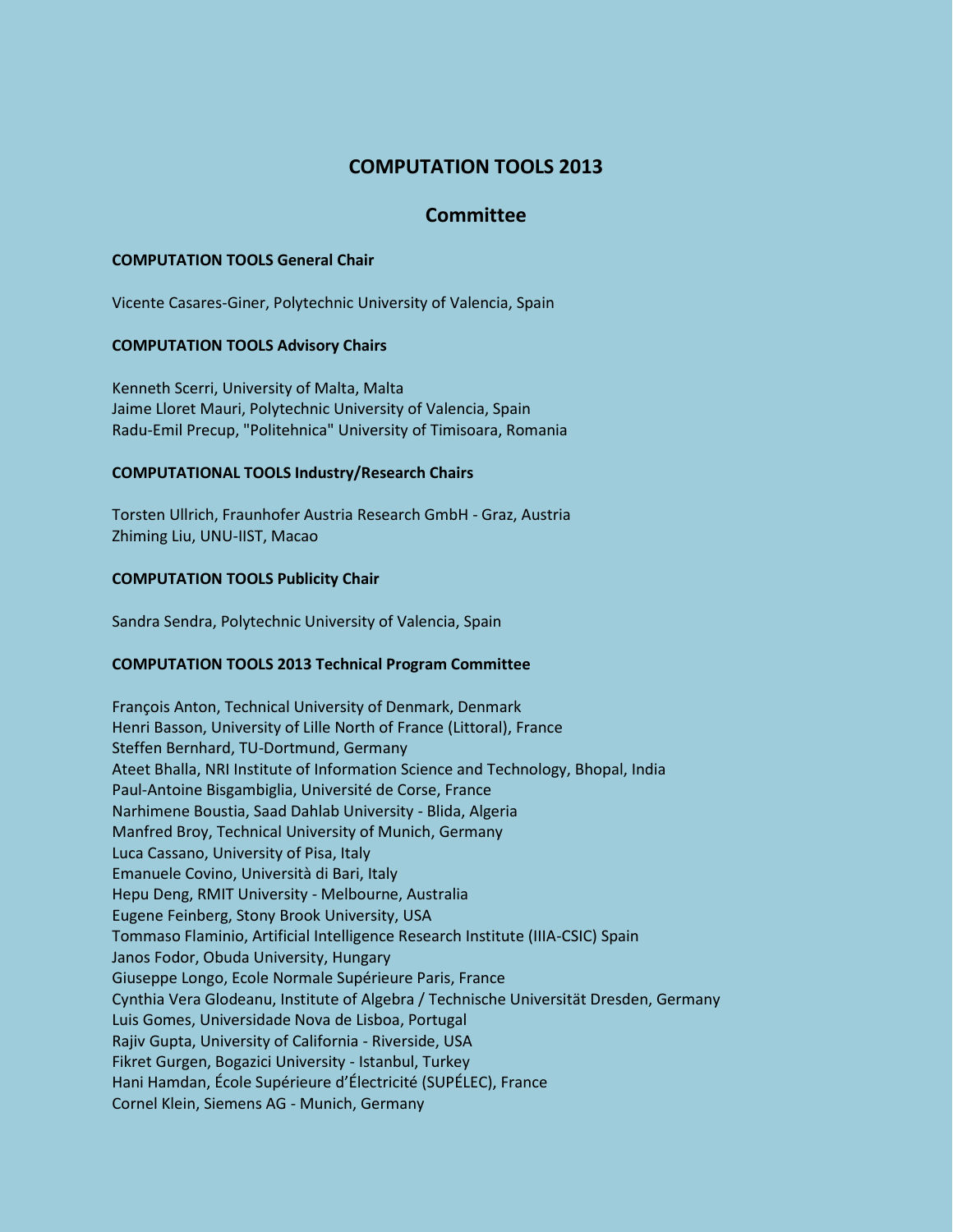# COMPUTATION TOOLS 2013

## Committee

### COMPUTATION TOOLS General Chair

Vicente Casares-Giner, Polytechnic University of Valencia, Spain

### COMPUTATION TOOLS Advisory Chairs

Kenneth Scerri, University of Malta, Malta
Jaime Lloret Mauri, Polytechnic University of Valencia, Spain
Radu-Emil Precup, "Politehnica" University of Timisoara, Romania

### COMPUTATIONAL TOOLS Industry/Research Chairs

Torsten Ullrich, Fraunhofer Austria Research GmbH - Graz, Austria
Zhiming Liu, UNU-IIST, Macao

### COMPUTATION TOOLS Publicity Chair

Sandra Sendra, Polytechnic University of Valencia, Spain

### COMPUTATION TOOLS 2013 Technical Program Committee

François Anton, Technical University of Denmark, Denmark
Henri Basson, University of Lille North of France (Littoral), France
Steffen Bernhard, TU-Dortmund, Germany
Ateet Bhalla, NRI Institute of Information Science and Technology, Bhopal, India
Paul-Antoine Bisgambiglia, Université de Corse, France
Narhimene Boustia, Saad Dahlab University - Blida, Algeria
Manfred Broy, Technical University of Munich, Germany
Luca Cassano, University of Pisa, Italy
Emanuele Covino, Università di Bari, Italy
Hepu Deng, RMIT University - Melbourne, Australia
Eugene Feinberg, Stony Brook University, USA
Tommaso Flaminio, Artificial Intelligence Research Institute (IIIA-CSIC) Spain
Janos Fodor, Obuda University, Hungary
Giuseppe Longo, Ecole Normale Supérieure Paris, France
Cynthia Vera Glodeanu, Institute of Algebra / Technische Universität Dresden, Germany
Luis Gomes, Universidade Nova de Lisboa, Portugal
Rajiv Gupta, University of California - Riverside, USA
Fikret Gurgen, Bogazici University - Istanbul, Turkey
Hani Hamdan, École Supérieure d'Électricité (SUPÉLEC), France
Cornel Klein, Siemens AG - Munich, Germany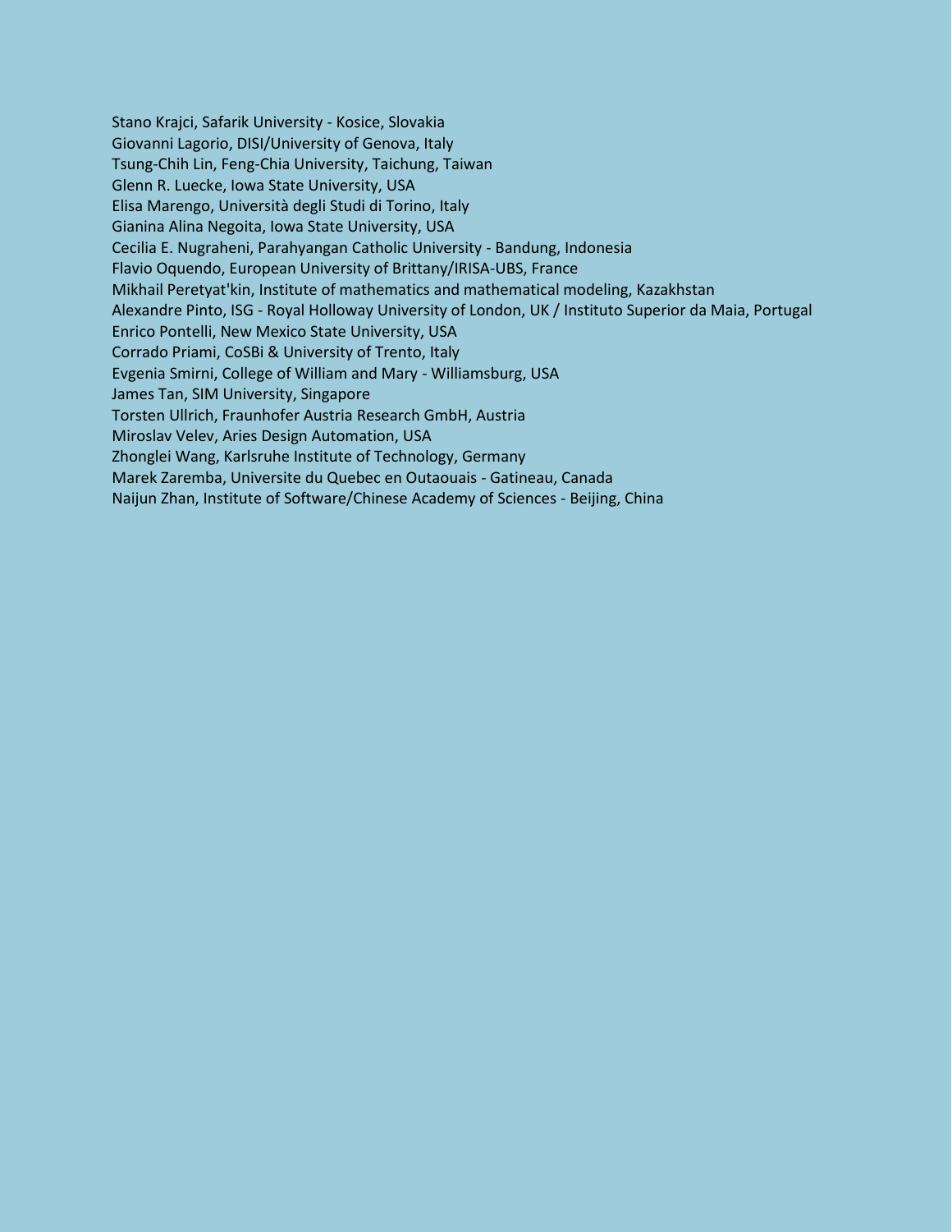Stano Krajci, Safarik University - Kosice, Slovakia
Giovanni Lagorio, DISI/University of Genova, Italy
Tsung-Chih Lin, Feng-Chia University, Taichung, Taiwan
Glenn R. Luecke, Iowa State University, USA
Elisa Marengo, Università degli Studi di Torino, Italy
Gianina Alina Negoita, Iowa State University, USA
Cecilia E. Nugraheni, Parahyangan Catholic University - Bandung, Indonesia
Flavio Oquendo, European University of Brittany/IRISA-UBS, France
Mikhail Peretyat'kin, Institute of mathematics and mathematical modeling, Kazakhstan
Alexandre Pinto, ISG - Royal Holloway University of London, UK / Instituto Superior da Maia, Portugal
Enrico Pontelli, New Mexico State University, USA
Corrado Priami, CoSBi & University of Trento, Italy
Evgenia Smirni, College of William and Mary - Williamsburg, USA
James Tan, SIM University, Singapore
Torsten Ullrich, Fraunhofer Austria Research GmbH, Austria
Miroslav Velev, Aries Design Automation, USA
Zhonglei Wang, Karlsruhe Institute of Technology, Germany
Marek Zaremba, Universite du Quebec en Outaouais - Gatineau, Canada
Naijun Zhan, Institute of Software/Chinese Academy of Sciences - Beijing, China